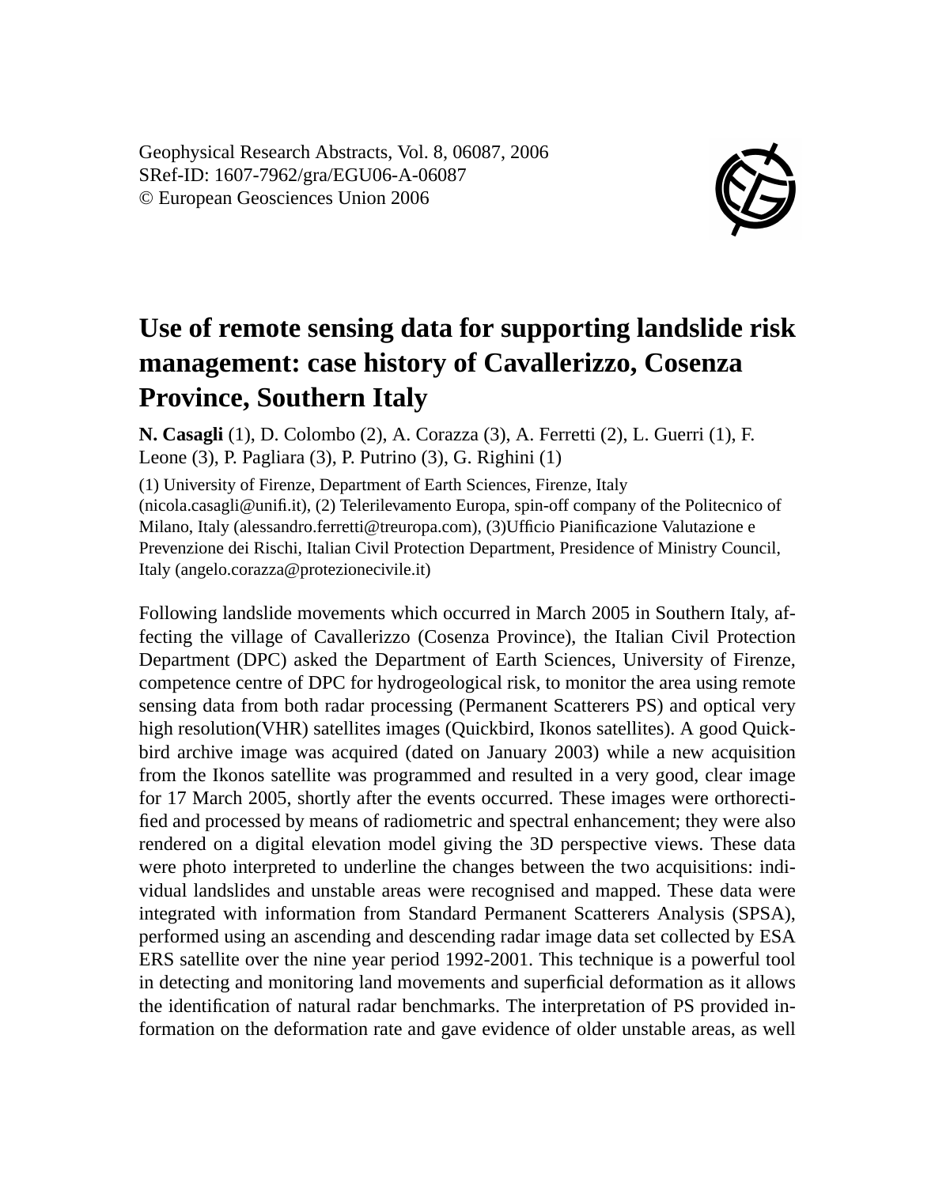Geophysical Research Abstracts, Vol. 8, 06087, 2006
SRef-ID: 1607-7962/gra/EGU06-A-06087
© European Geosciences Union 2006

# Use of remote sensing data for supporting landslide risk management: case history of Cavallerizzo, Cosenza Province, Southern Italy

**N. Casagli** (1), D. Colombo (2), A. Corazza (3), A. Ferretti (2), L. Guerri (1), F. Leone (3), P. Pagliara (3), P. Putrino (3), G. Righini (1)

(1) University of Firenze, Department of Earth Sciences, Firenze, Italy (nicola.casagli@unifi.it), (2) Telerilevamento Europa, spin-off company of the Politecnico of Milano, Italy (alessandro.ferretti@treuropa.com), (3)Ufficio Pianificazione Valutazione e Prevenzione dei Rischi, Italian Civil Protection Department, Presidence of Ministry Council, Italy (angelo.corazza@protezionecivile.it)

Following landslide movements which occurred in March 2005 in Southern Italy, affecting the village of Cavallerizzo (Cosenza Province), the Italian Civil Protection Department (DPC) asked the Department of Earth Sciences, University of Firenze, competence centre of DPC for hydrogeological risk, to monitor the area using remote sensing data from both radar processing (Permanent Scatterers PS) and optical very high resolution(VHR) satellites images (Quickbird, Ikonos satellites). A good Quickbird archive image was acquired (dated on January 2003) while a new acquisition from the Ikonos satellite was programmed and resulted in a very good, clear image for 17 March 2005, shortly after the events occurred. These images were orthorectified and processed by means of radiometric and spectral enhancement; they were also rendered on a digital elevation model giving the 3D perspective views. These data were photo interpreted to underline the changes between the two acquisitions: individual landslides and unstable areas were recognised and mapped. These data were integrated with information from Standard Permanent Scatterers Analysis (SPSA), performed using an ascending and descending radar image data set collected by ESA ERS satellite over the nine year period 1992-2001. This technique is a powerful tool in detecting and monitoring land movements and superficial deformation as it allows the identification of natural radar benchmarks. The interpretation of PS provided information on the deformation rate and gave evidence of older unstable areas, as well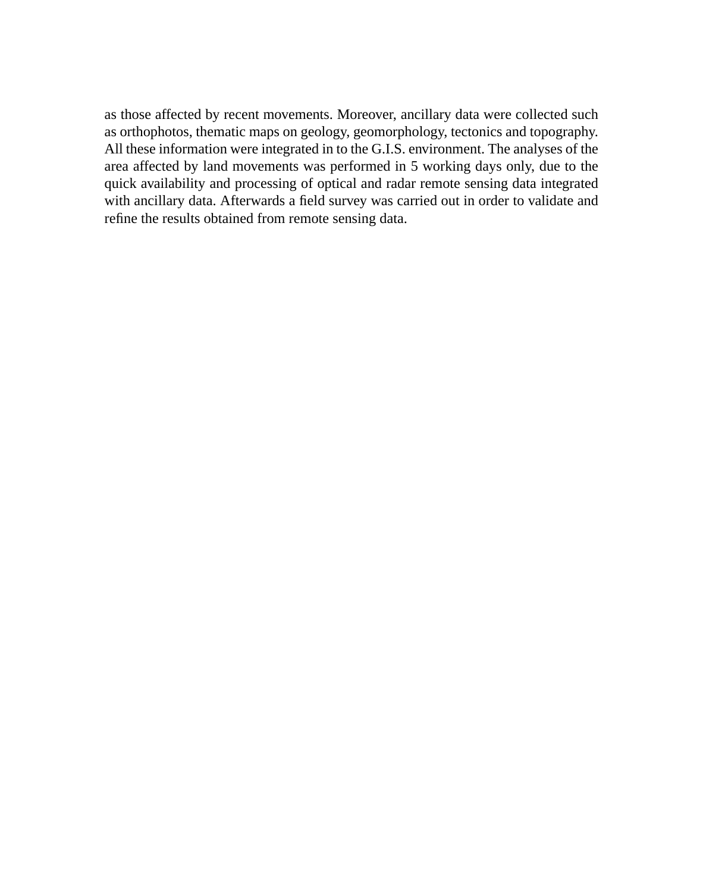as those affected by recent movements. Moreover, ancillary data were collected such as orthophotos, thematic maps on geology, geomorphology, tectonics and topography. All these information were integrated in to the G.I.S. environment. The analyses of the area affected by land movements was performed in 5 working days only, due to the quick availability and processing of optical and radar remote sensing data integrated with ancillary data. Afterwards a field survey was carried out in order to validate and refine the results obtained from remote sensing data.